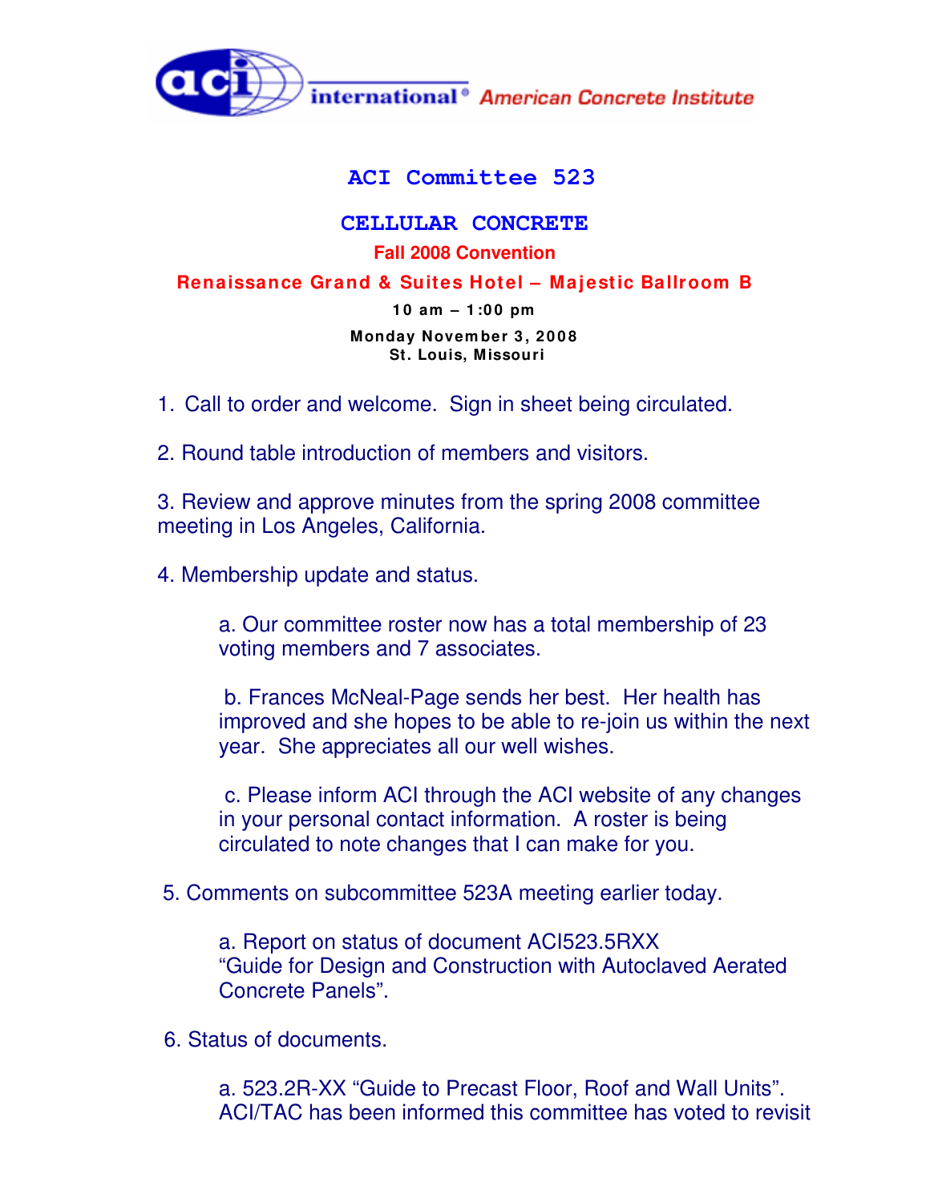**aci** international® American Concrete Institute

# ACI Committee 523

## CELLULAR CONCRETE

**Fall 2008 Convention**

**Renaissance Grand & Suites Hotel – Majestic Ballroom B**

**10 am – 1:00 pm**

**Monday November 3, 2008**
**St. Louis, Missouri**

1. Call to order and welcome. Sign in sheet being circulated.

2. Round table introduction of members and visitors.

3. Review and approve minutes from the spring 2008 committee meeting in Los Angeles, California.

4. Membership update and status.

   a. Our committee roster now has a total membership of 23 voting members and 7 associates.

   b. Frances McNeal-Page sends her best. Her health has improved and she hopes to be able to re-join us within the next year. She appreciates all our well wishes.

   c. Please inform ACI through the ACI website of any changes in your personal contact information. A roster is being circulated to note changes that I can make for you.

5. Comments on subcommittee 523A meeting earlier today.

   a. Report on status of document ACI523.5RXX "Guide for Design and Construction with Autoclaved Aerated Concrete Panels".

6. Status of documents.

   a. 523.2R-XX "Guide to Precast Floor, Roof and Wall Units". ACI/TAC has been informed this committee has voted to revisit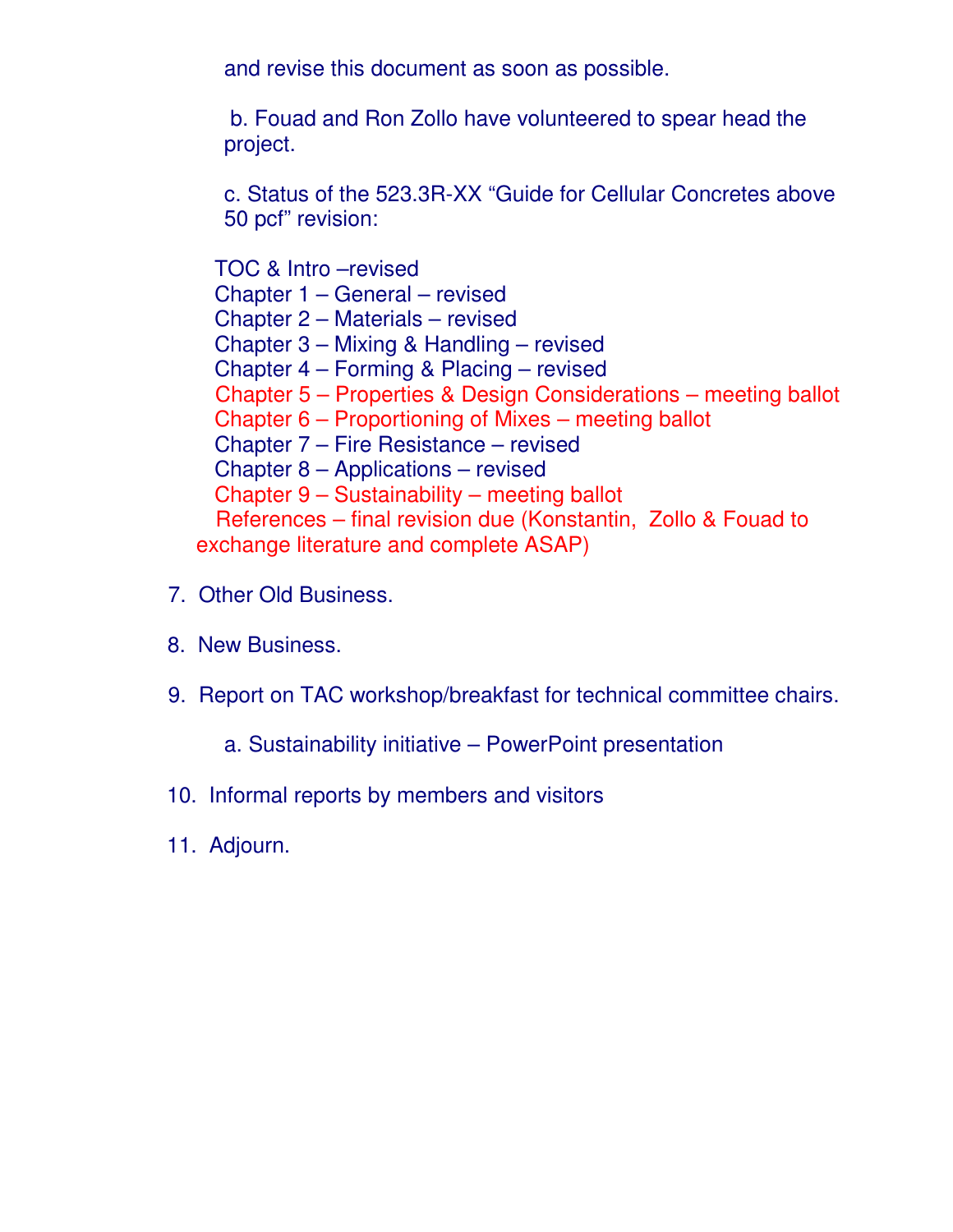and revise this document as soon as possible.

b. Fouad and Ron Zollo have volunteered to spear head the project.

c. Status of the 523.3R-XX "Guide for Cellular Concretes above 50 pcf" revision:

TOC & Intro –revised
Chapter 1 – General – revised
Chapter 2 – Materials – revised
Chapter 3 – Mixing & Handling – revised
Chapter 4 – Forming & Placing – revised
Chapter 5 – Properties & Design Considerations – meeting ballot
Chapter 6 – Proportioning of Mixes – meeting ballot
Chapter 7 – Fire Resistance – revised
Chapter 8 – Applications – revised
Chapter 9 – Sustainability – meeting ballot
References – final revision due (Konstantin, Zollo & Fouad to exchange literature and complete ASAP)

7. Other Old Business.

8. New Business.

9. Report on TAC workshop/breakfast for technical committee chairs.

   a. Sustainability initiative – PowerPoint presentation

10. Informal reports by members and visitors

11. Adjourn.